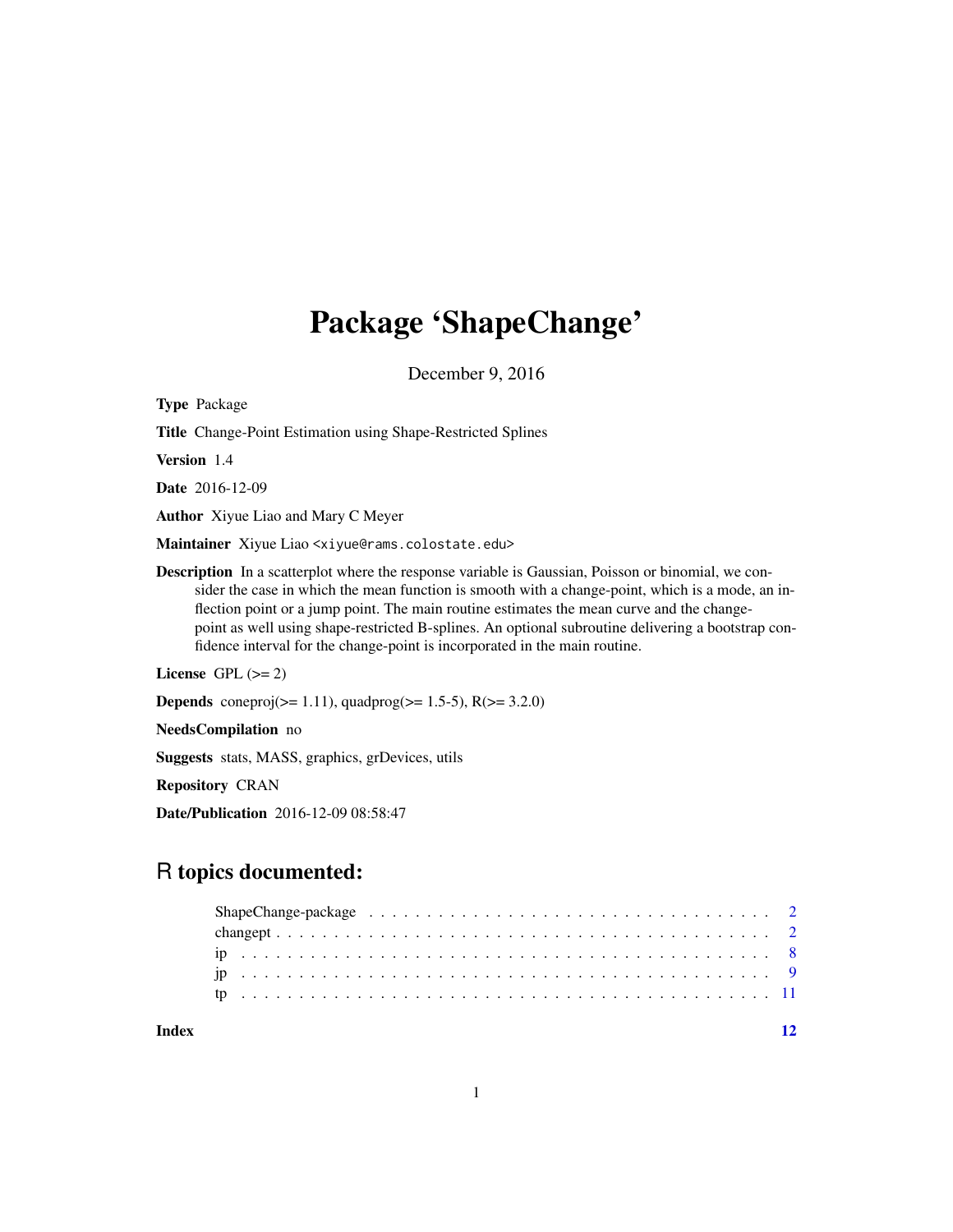# Package 'ShapeChange'

December 9, 2016

**Type** Package

**Title** Change-Point Estimation using Shape-Restricted Splines

**Version** 1.4

**Date** 2016-12-09

**Author** Xiyue Liao and Mary C Meyer

**Maintainer** Xiyue Liao <xiyue@rams.colostate.edu>

**Description** In a scatterplot where the response variable is Gaussian, Poisson or binomial, we consider the case in which the mean function is smooth with a change-point, which is a mode, an inflection point or a jump point. The main routine estimates the mean curve and the change-point as well using shape-restricted B-splines. An optional subroutine delivering a bootstrap confidence interval for the change-point is incorporated in the main routine.

**License** GPL (>= 2)

**Depends** coneproj(>= 1.11), quadprog(>= 1.5-5), R(>= 3.2.0)

**NeedsCompilation** no

**Suggests** stats, MASS, graphics, grDevices, utils

**Repository** CRAN

**Date/Publication** 2016-12-09 08:58:47

## R topics documented:

- ShapeChange-package . . . . . . . . . . . . . . . . . . . . . . . . . . . . . . . . . . 2
- changept . . . . . . . . . . . . . . . . . . . . . . . . . . . . . . . . . . . . . . . . 2
- ip . . . . . . . . . . . . . . . . . . . . . . . . . . . . . . . . . . . . . . . . . . . 8
- jp . . . . . . . . . . . . . . . . . . . . . . . . . . . . . . . . . . . . . . . . . . . 9
- tp . . . . . . . . . . . . . . . . . . . . . . . . . . . . . . . . . . . . . . . . . . . 11

**Index** 12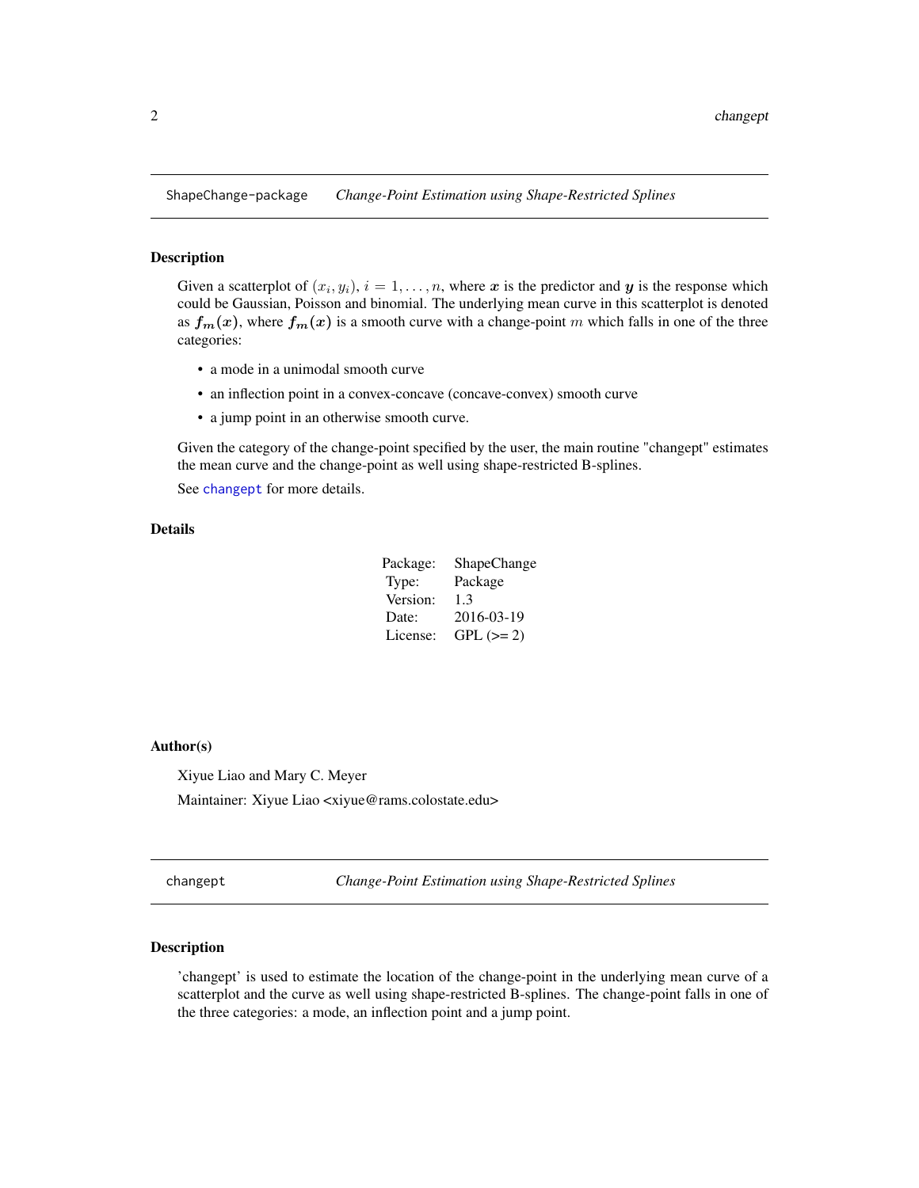## ShapeChange-package — *Change-Point Estimation using Shape-Restricted Splines*

### Description

Given a scatterplot of $(x_i, y_i)$, $i = 1, \ldots, n$, where $\boldsymbol{x}$ is the predictor and $\boldsymbol{y}$ is the response which could be Gaussian, Poisson and binomial. The underlying mean curve in this scatterplot is denoted as $\boldsymbol{f_m(x)}$, where $\boldsymbol{f_m(x)}$ is a smooth curve with a change-point $m$ which falls in one of the three categories:

- a mode in a unimodal smooth curve
- an inflection point in a convex-concave (concave-convex) smooth curve
- a jump point in an otherwise smooth curve.

Given the category of the change-point specified by the user, the main routine "changept" estimates the mean curve and the change-point as well using shape-restricted B-splines.

See changept for more details.

### Details

| | |
|---|---|
| Package: | ShapeChange |
| Type: | Package |
| Version: | 1.3 |
| Date: | 2016-03-19 |
| License: | GPL (>= 2) |

### Author(s)

Xiyue Liao and Mary C. Meyer

Maintainer: Xiyue Liao <xiyue@rams.colostate.edu>

## changept — *Change-Point Estimation using Shape-Restricted Splines*

### Description

'changept' is used to estimate the location of the change-point in the underlying mean curve of a scatterplot and the curve as well using shape-restricted B-splines. The change-point falls in one of the three categories: a mode, an inflection point and a jump point.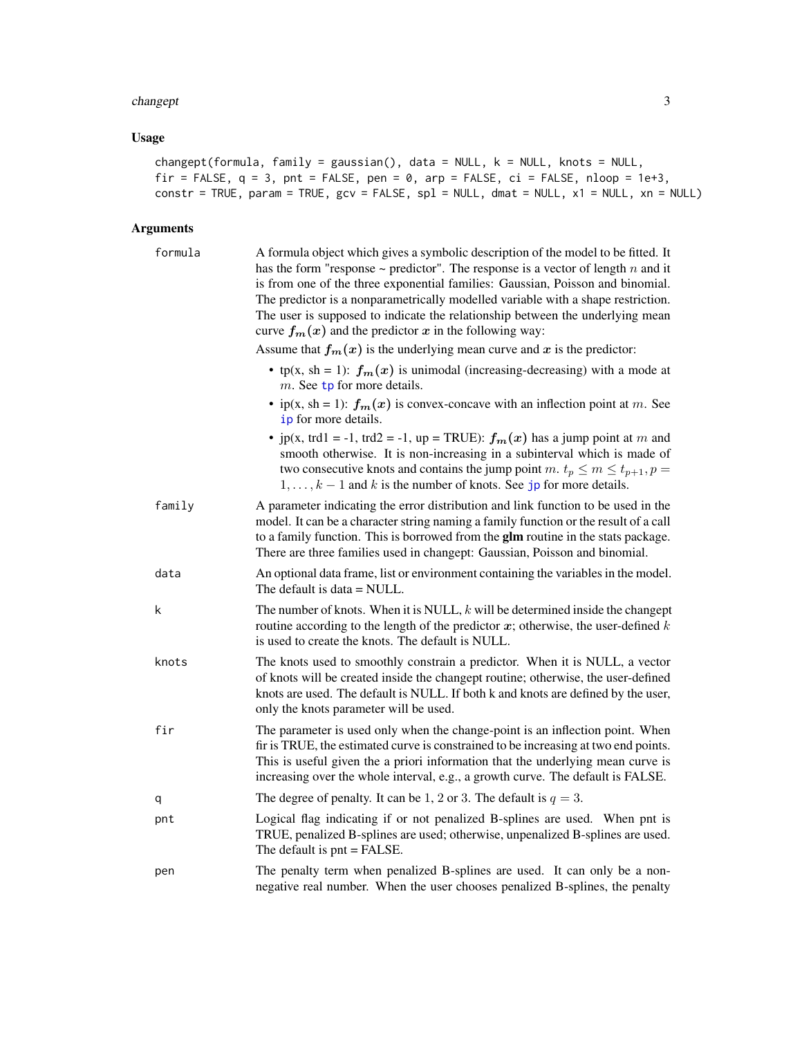## Usage

```
changept(formula, family = gaussian(), data = NULL, k = NULL, knots = NULL,
fir = FALSE, q = 3, pnt = FALSE, pen = 0, arp = FALSE, ci = FALSE, nloop = 1e+3,
constr = TRUE, param = TRUE, gcv = FALSE, spl = NULL, dmat = NULL, x1 = NULL, xn = NULL)
```

## Arguments

`formula`
: A formula object which gives a symbolic description of the model to be fitted. It has the form "response ~ predictor". The response is a vector of length $n$ and it is from one of the three exponential families: Gaussian, Poisson and binomial. The predictor is a nonparametrically modelled variable with a shape restriction. The user is supposed to indicate the relationship between the underlying mean curve $\boldsymbol{f_m(x)}$ and the predictor $\boldsymbol{x}$ in the following way:

  Assume that $\boldsymbol{f_m(x)}$ is the underlying mean curve and $\boldsymbol{x}$ is the predictor:

  - tp(x, sh = 1): $\boldsymbol{f_m(x)}$ is unimodal (increasing-decreasing) with a mode at $m$. See tp for more details.
  - ip(x, sh = 1): $\boldsymbol{f_m(x)}$ is convex-concave with an inflection point at $m$. See ip for more details.
  - jp(x, trd1 = -1, trd2 = -1, up = TRUE): $\boldsymbol{f_m(x)}$ has a jump point at $m$ and smooth otherwise. It is non-increasing in a subinterval which is made of two consecutive knots and contains the jump point $m$. $t_p \leq m \leq t_{p+1}, p = 1, \ldots, k-1$ and $k$ is the number of knots. See jp for more details.

`family`
: A parameter indicating the error distribution and link function to be used in the model. It can be a character string naming a family function or the result of a call to a family function. This is borrowed from the **glm** routine in the stats package. There are three families used in changept: Gaussian, Poisson and binomial.

`data`
: An optional data frame, list or environment containing the variables in the model. The default is data = NULL.

`k`
: The number of knots. When it is NULL, $k$ will be determined inside the changept routine according to the length of the predictor $\boldsymbol{x}$; otherwise, the user-defined $k$ is used to create the knots. The default is NULL.

`knots`
: The knots used to smoothly constrain a predictor. When it is NULL, a vector of knots will be created inside the changept routine; otherwise, the user-defined knots are used. The default is NULL. If both k and knots are defined by the user, only the knots parameter will be used.

`fir`
: The parameter is used only when the change-point is an inflection point. When fir is TRUE, the estimated curve is constrained to be increasing at two end points. This is useful given the a priori information that the underlying mean curve is increasing over the whole interval, e.g., a growth curve. The default is FALSE.

`q`
: The degree of penalty. It can be 1, 2 or 3. The default is $q = 3$.

`pnt`
: Logical flag indicating if or not penalized B-splines are used. When pnt is TRUE, penalized B-splines are used; otherwise, unpenalized B-splines are used. The default is pnt = FALSE.

`pen`
: The penalty term when penalized B-splines are used. It can only be a non-negative real number. When the user chooses penalized B-splines, the penalty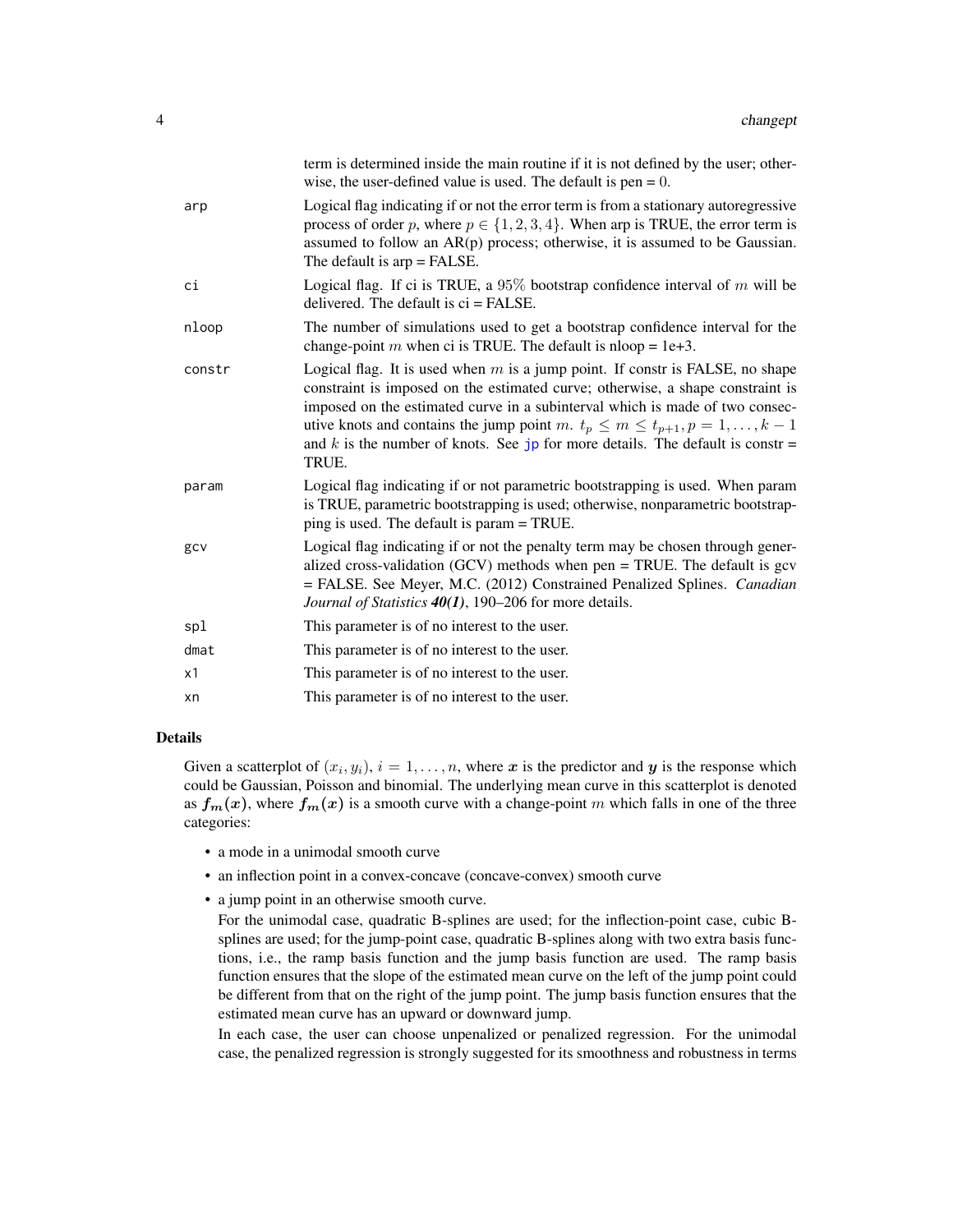term is determined inside the main routine if it is not defined by the user; otherwise, the user-defined value is used. The default is pen = $0$.

| | |
|---|---|
| arp | Logical flag indicating if or not the error term is from a stationary autoregressive process of order $p$, where $p \in \{1, 2, 3, 4\}$. When arp is TRUE, the error term is assumed to follow an AR(p) process; otherwise, it is assumed to be Gaussian. The default is arp = FALSE. |
| ci | Logical flag. If ci is TRUE, a $95\%$ bootstrap confidence interval of $m$ will be delivered. The default is ci = FALSE. |
| nloop | The number of simulations used to get a bootstrap confidence interval for the change-point $m$ when ci is TRUE. The default is nloop = 1e+3. |
| constr | Logical flag. It is used when $m$ is a jump point. If constr is FALSE, no shape constraint is imposed on the estimated curve; otherwise, a shape constraint is imposed on the estimated curve in a subinterval which is made of two consecutive knots and contains the jump point $m$. $t_p \leq m \leq t_{p+1}, p = 1, \ldots, k-1$ and $k$ is the number of knots. See jp for more details. The default is constr = TRUE. |
| param | Logical flag indicating if or not parametric bootstrapping is used. When param is TRUE, parametric bootstrapping is used; otherwise, nonparametric bootstrapping is used. The default is param = TRUE. |
| gcv | Logical flag indicating if or not the penalty term may be chosen through generalized cross-validation (GCV) methods when pen = TRUE. The default is gcv = FALSE. See Meyer, M.C. (2012) Constrained Penalized Splines. *Canadian Journal of Statistics* ***40(1)***, 190–206 for more details. |
| spl | This parameter is of no interest to the user. |
| dmat | This parameter is of no interest to the user. |
| x1 | This parameter is of no interest to the user. |
| xn | This parameter is of no interest to the user. |

## Details

Given a scatterplot of $(x_i, y_i)$, $i = 1, \ldots, n$, where $\boldsymbol{x}$ is the predictor and $\boldsymbol{y}$ is the response which could be Gaussian, Poisson and binomial. The underlying mean curve in this scatterplot is denoted as $\boldsymbol{f_m(x)}$, where $\boldsymbol{f_m(x)}$ is a smooth curve with a change-point $m$ which falls in one of the three categories:

- a mode in a unimodal smooth curve
- an inflection point in a convex-concave (concave-convex) smooth curve
- a jump point in an otherwise smooth curve.

  For the unimodal case, quadratic B-splines are used; for the inflection-point case, cubic B-splines are used; for the jump-point case, quadratic B-splines along with two extra basis functions, i.e., the ramp basis function and the jump basis function are used. The ramp basis function ensures that the slope of the estimated mean curve on the left of the jump point could be different from that on the right of the jump point. The jump basis function ensures that the estimated mean curve has an upward or downward jump.

  In each case, the user can choose unpenalized or penalized regression. For the unimodal case, the penalized regression is strongly suggested for its smoothness and robustness in terms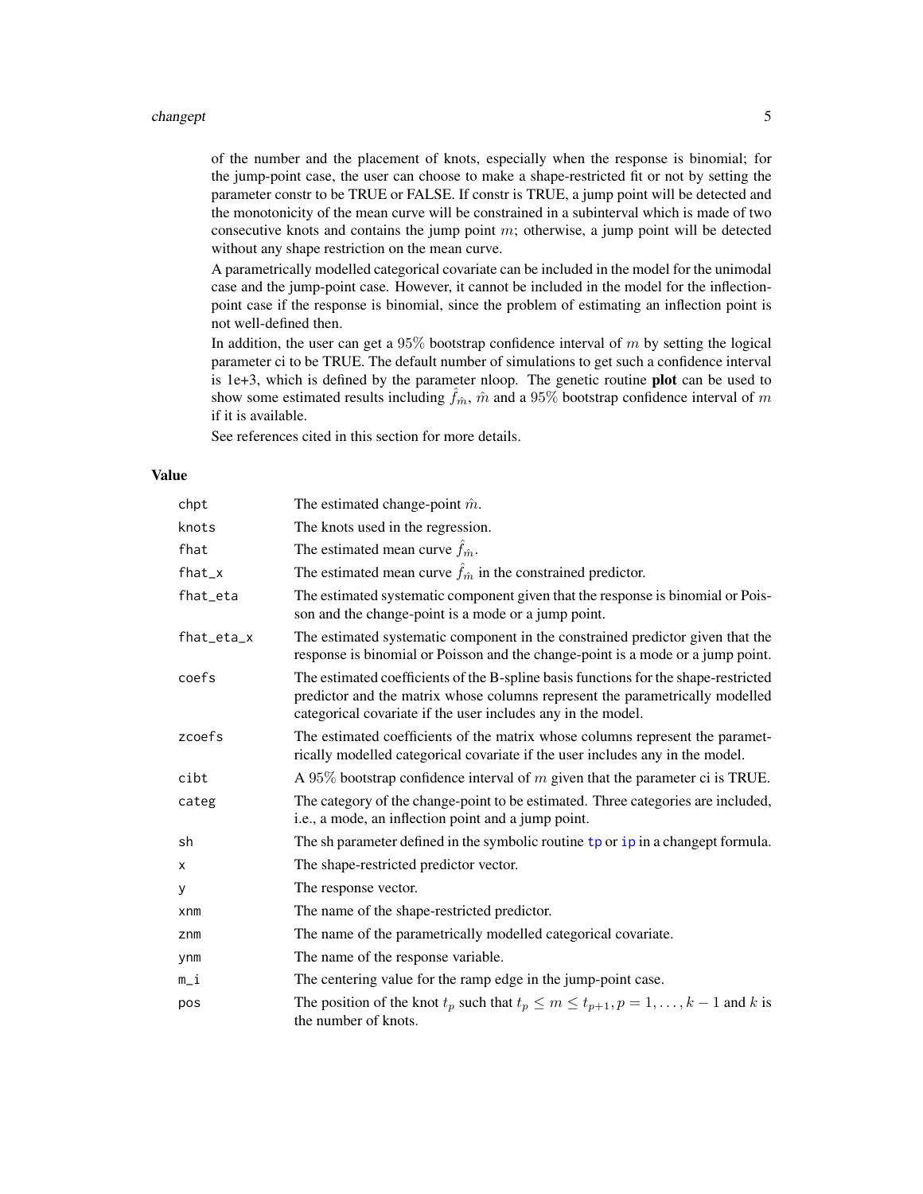of the number and the placement of knots, especially when the response is binomial; for the jump-point case, the user can choose to make a shape-restricted fit or not by setting the parameter constr to be TRUE or FALSE. If constr is TRUE, a jump point will be detected and the monotonicity of the mean curve will be constrained in a subinterval which is made of two consecutive knots and contains the jump point $m$; otherwise, a jump point will be detected without any shape restriction on the mean curve.

A parametrically modelled categorical covariate can be included in the model for the unimodal case and the jump-point case. However, it cannot be included in the model for the inflection-point case if the response is binomial, since the problem of estimating an inflection point is not well-defined then.

In addition, the user can get a $95\%$ bootstrap confidence interval of $m$ by setting the logical parameter ci to be TRUE. The default number of simulations to get such a confidence interval is 1e+3, which is defined by the parameter nloop. The genetic routine **plot** can be used to show some estimated results including $\hat{f}_{\hat{m}}$, $\hat{m}$ and a $95\%$ bootstrap confidence interval of $m$ if it is available.

See references cited in this section for more details.

### Value

| | |
|---|---|
| chpt | The estimated change-point $\hat{m}$. |
| knots | The knots used in the regression. |
| fhat | The estimated mean curve $\hat{f}_{\hat{m}}$. |
| fhat_x | The estimated mean curve $\hat{f}_{\hat{m}}$ in the constrained predictor. |
| fhat_eta | The estimated systematic component given that the response is binomial or Poisson and the change-point is a mode or a jump point. |
| fhat_eta_x | The estimated systematic component in the constrained predictor given that the response is binomial or Poisson and the change-point is a mode or a jump point. |
| coefs | The estimated coefficients of the B-spline basis functions for the shape-restricted predictor and the matrix whose columns represent the parametrically modelled categorical covariate if the user includes any in the model. |
| zcoefs | The estimated coefficients of the matrix whose columns represent the parametrically modelled categorical covariate if the user includes any in the model. |
| cibt | A $95\%$ bootstrap confidence interval of $m$ given that the parameter ci is TRUE. |
| categ | The category of the change-point to be estimated. Three categories are included, i.e., a mode, an inflection point and a jump point. |
| sh | The sh parameter defined in the symbolic routine tp or ip in a changept formula. |
| x | The shape-restricted predictor vector. |
| y | The response vector. |
| xnm | The name of the shape-restricted predictor. |
| znm | The name of the parametrically modelled categorical covariate. |
| ynm | The name of the response variable. |
| m_i | The centering value for the ramp edge in the jump-point case. |
| pos | The position of the knot $t_p$ such that $t_p \leq m \leq t_{p+1}, p = 1, \ldots, k-1$ and $k$ is the number of knots. |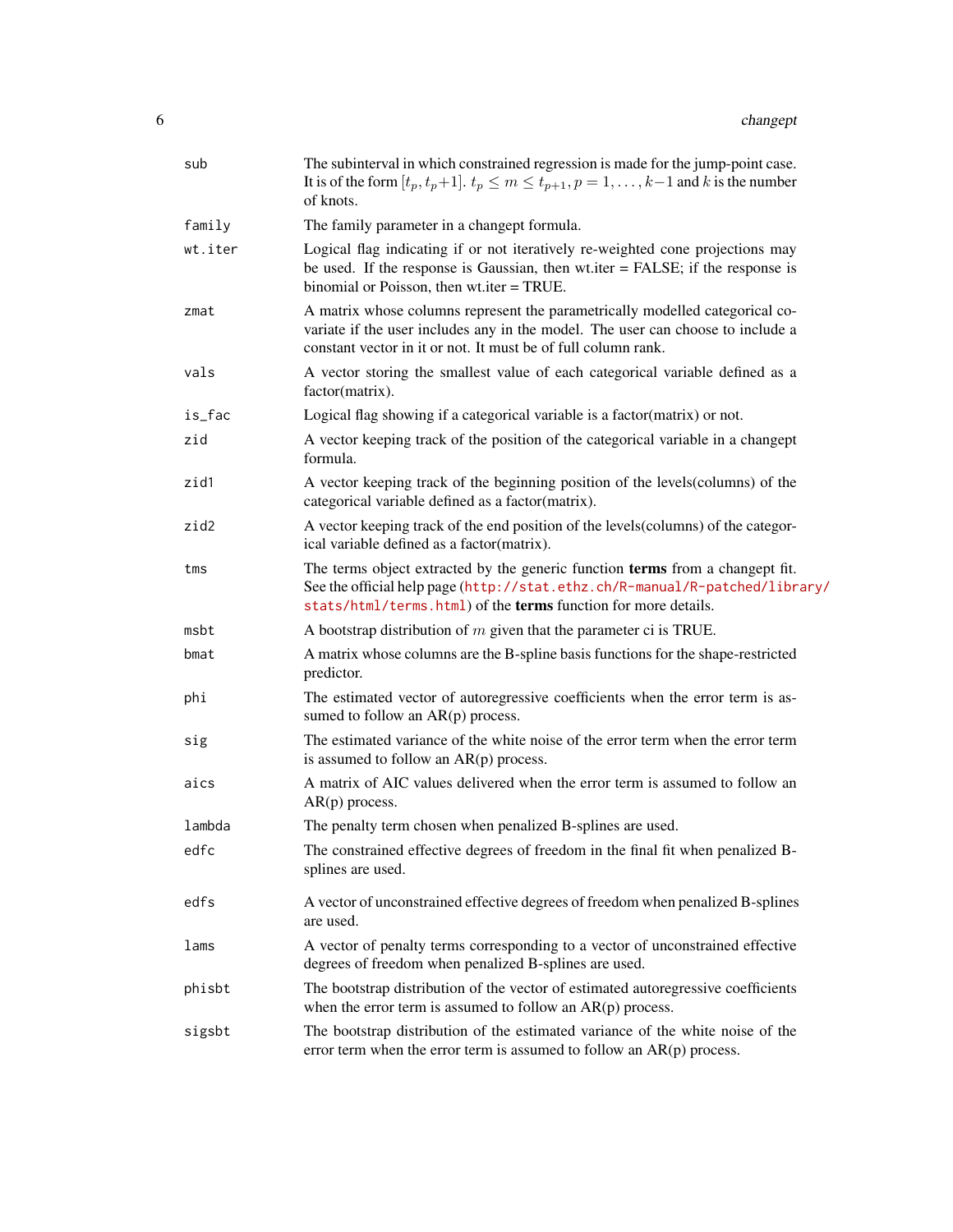| | |
|---|---|
| `sub` | The subinterval in which constrained regression is made for the jump-point case. It is of the form $[t_p, t_p{+}1]$. $t_p \leq m \leq t_{p+1}, p = 1, \ldots, k{-}1$ and $k$ is the number of knots. |
| `family` | The family parameter in a changept formula. |
| `wt.iter` | Logical flag indicating if or not iteratively re-weighted cone projections may be used. If the response is Gaussian, then wt.iter = FALSE; if the response is binomial or Poisson, then wt.iter = TRUE. |
| `zmat` | A matrix whose columns represent the parametrically modelled categorical covariate if the user includes any in the model. The user can choose to include a constant vector in it or not. It must be of full column rank. |
| `vals` | A vector storing the smallest value of each categorical variable defined as a factor(matrix). |
| `is_fac` | Logical flag showing if a categorical variable is a factor(matrix) or not. |
| `zid` | A vector keeping track of the position of the categorical variable in a changept formula. |
| `zid1` | A vector keeping track of the beginning position of the levels(columns) of the categorical variable defined as a factor(matrix). |
| `zid2` | A vector keeping track of the end position of the levels(columns) of the categorical variable defined as a factor(matrix). |
| `tms` | The terms object extracted by the generic function **terms** from a changept fit. See the official help page (http://stat.ethz.ch/R-manual/R-patched/library/stats/html/terms.html) of the **terms** function for more details. |
| `msbt` | A bootstrap distribution of $m$ given that the parameter ci is TRUE. |
| `bmat` | A matrix whose columns are the B-spline basis functions for the shape-restricted predictor. |
| `phi` | The estimated vector of autoregressive coefficients when the error term is assumed to follow an AR(p) process. |
| `sig` | The estimated variance of the white noise of the error term when the error term is assumed to follow an AR(p) process. |
| `aics` | A matrix of AIC values delivered when the error term is assumed to follow an AR(p) process. |
| `lambda` | The penalty term chosen when penalized B-splines are used. |
| `edfc` | The constrained effective degrees of freedom in the final fit when penalized B-splines are used. |
| `edfs` | A vector of unconstrained effective degrees of freedom when penalized B-splines are used. |
| `lams` | A vector of penalty terms corresponding to a vector of unconstrained effective degrees of freedom when penalized B-splines are used. |
| `phisbt` | The bootstrap distribution of the vector of estimated autoregressive coefficients when the error term is assumed to follow an AR(p) process. |
| `sigsbt` | The bootstrap distribution of the estimated variance of the white noise of the error term when the error term is assumed to follow an AR(p) process. |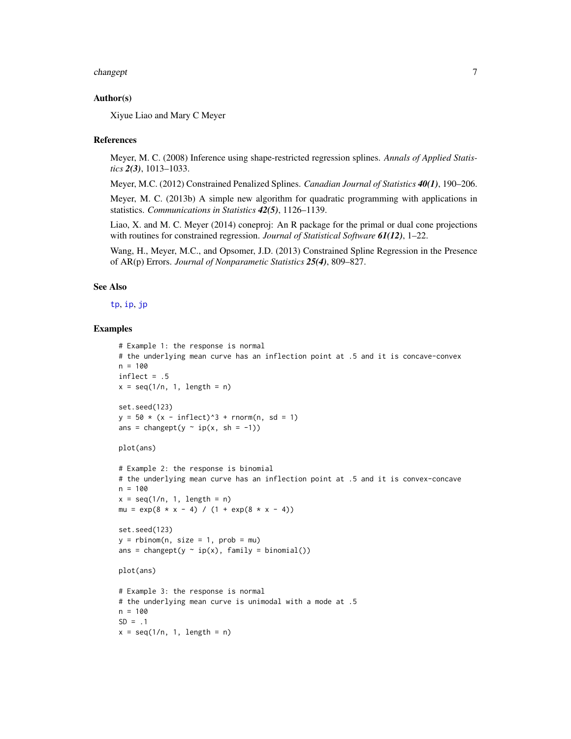### Author(s)

Xiyue Liao and Mary C Meyer

### References

Meyer, M. C. (2008) Inference using shape-restricted regression splines. *Annals of Applied Statistics **2(3)***, 1013–1033.

Meyer, M.C. (2012) Constrained Penalized Splines. *Canadian Journal of Statistics **40(1)***, 190–206.

Meyer, M. C. (2013b) A simple new algorithm for quadratic programming with applications in statistics. *Communications in Statistics **42(5)***, 1126–1139.

Liao, X. and M. C. Meyer (2014) coneproj: An R package for the primal or dual cone projections with routines for constrained regression. *Journal of Statistical Software **61(12)***, 1–22.

Wang, H., Meyer, M.C., and Opsomer, J.D. (2013) Constrained Spline Regression in the Presence of AR(p) Errors. *Journal of Nonparametric Statistics **25(4)***, 809–827.

### See Also

tp, ip, jp

### Examples

```
# Example 1: the response is normal
# the underlying mean curve has an inflection point at .5 and it is concave-convex
n = 100
inflect = .5
x = seq(1/n, 1, length = n)

set.seed(123)
y = 50 * (x - inflect)^3 + rnorm(n, sd = 1)
ans = changept(y ~ ip(x, sh = -1))

plot(ans)

# Example 2: the response is binomial
# the underlying mean curve has an inflection point at .5 and it is convex-concave
n = 100
x = seq(1/n, 1, length = n)
mu = exp(8 * x - 4) / (1 + exp(8 * x - 4))

set.seed(123)
y = rbinom(n, size = 1, prob = mu)
ans = changept(y ~ ip(x), family = binomial())

plot(ans)

# Example 3: the response is normal
# the underlying mean curve is unimodal with a mode at .5
n = 100
SD = .1
x = seq(1/n, 1, length = n)
```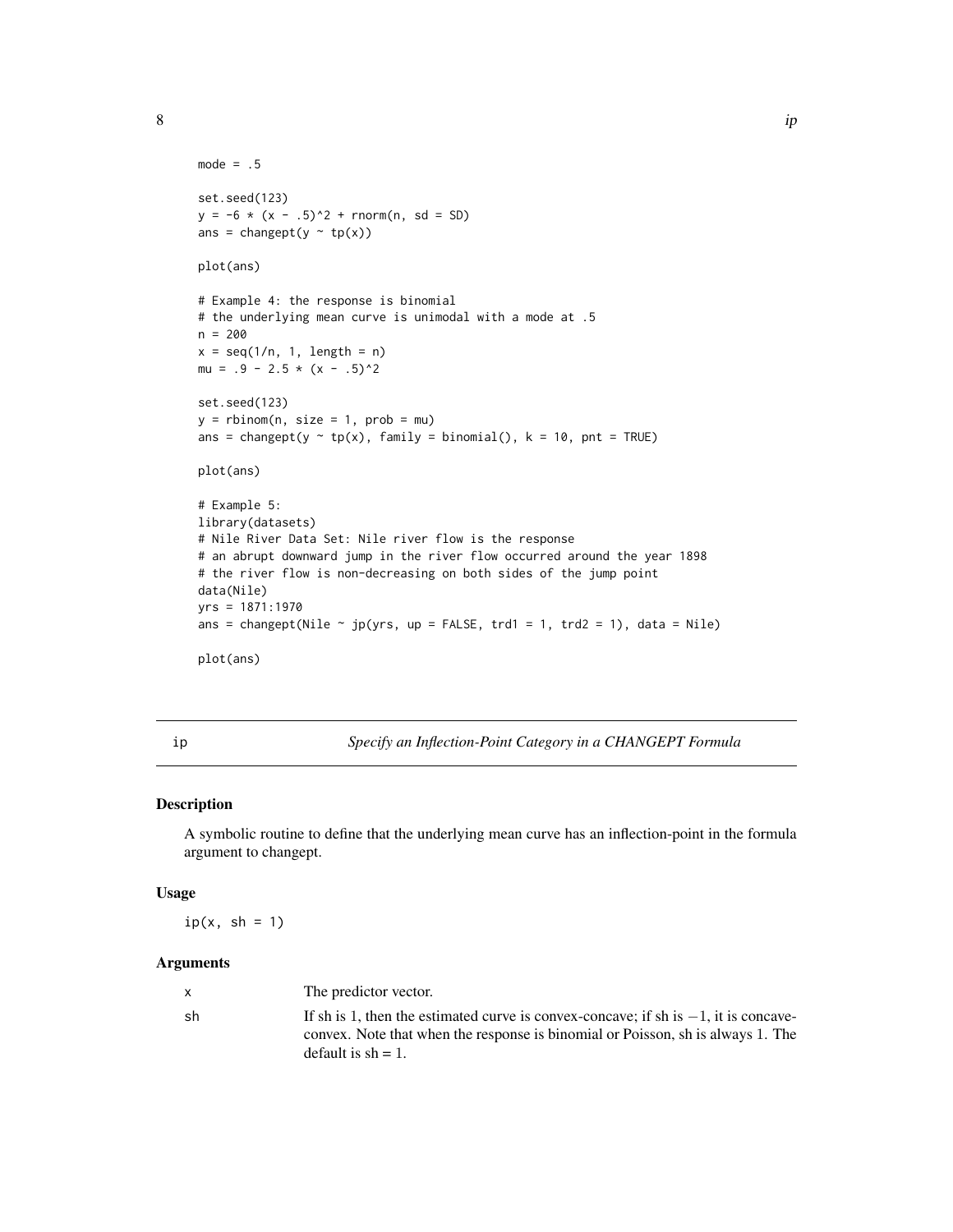```
mode = .5

set.seed(123)
y = -6 * (x - .5)^2 + rnorm(n, sd = SD)
ans = changept(y ~ tp(x))

plot(ans)

# Example 4: the response is binomial
# the underlying mean curve is unimodal with a mode at .5
n = 200
x = seq(1/n, 1, length = n)
mu = .9 - 2.5 * (x - .5)^2

set.seed(123)
y = rbinom(n, size = 1, prob = mu)
ans = changept(y ~ tp(x), family = binomial(), k = 10, pnt = TRUE)

plot(ans)

# Example 5:
library(datasets)
# Nile River Data Set: Nile river flow is the response
# an abrupt downward jump in the river flow occurred around the year 1898
# the river flow is non-decreasing on both sides of the jump point
data(Nile)
yrs = 1871:1970
ans = changept(Nile ~ jp(yrs, up = FALSE, trd1 = 1, trd2 = 1), data = Nile)

plot(ans)
```

---

## ip *Specify an Inflection-Point Category in a CHANGEPT Formula*

### Description

A symbolic routine to define that the underlying mean curve has an inflection-point in the formula argument to changept.

### Usage

```
ip(x, sh = 1)
```

### Arguments

| | |
|---|---|
| x | The predictor vector. |
| sh | If sh is 1, then the estimated curve is convex-concave; if sh is $-1$, it is concave-convex. Note that when the response is binomial or Poisson, sh is always 1. The default is sh = 1. |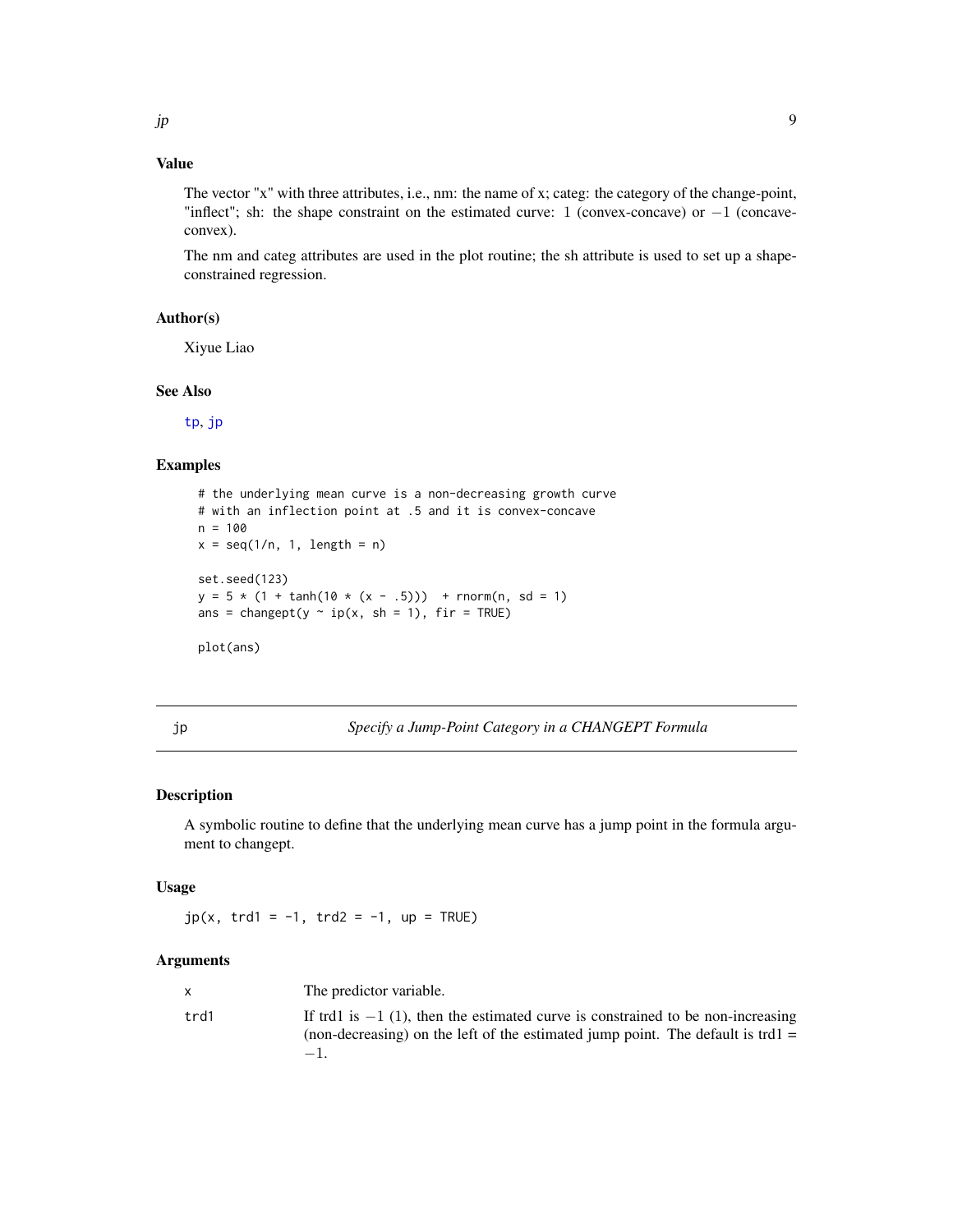## Value

The vector "x" with three attributes, i.e., nm: the name of x; categ: the category of the change-point, "inflect"; sh: the shape constraint on the estimated curve: $1$ (convex-concave) or $-1$ (concave-convex).

The nm and categ attributes are used in the plot routine; the sh attribute is used to set up a shape-constrained regression.

## Author(s)

Xiyue Liao

## See Also

tp, jp

## Examples

```
# the underlying mean curve is a non-decreasing growth curve
# with an inflection point at .5 and it is convex-concave
n = 100
x = seq(1/n, 1, length = n)

set.seed(123)
y = 5 * (1 + tanh(10 * (x - .5)))  + rnorm(n, sd = 1)
ans = changept(y ~ ip(x, sh = 1), fir = TRUE)

plot(ans)
```

---

# jp — *Specify a Jump-Point Category in a CHANGEPT Formula*

## Description

A symbolic routine to define that the underlying mean curve has a jump point in the formula argument to changept.

## Usage

```
jp(x, trd1 = -1, trd2 = -1, up = TRUE)
```

## Arguments

| | |
|---|---|
| x | The predictor variable. |
| trd1 | If trd1 is $-1$ ($1$), then the estimated curve is constrained to be non-increasing (non-decreasing) on the left of the estimated jump point. The default is trd1 = $-1$. |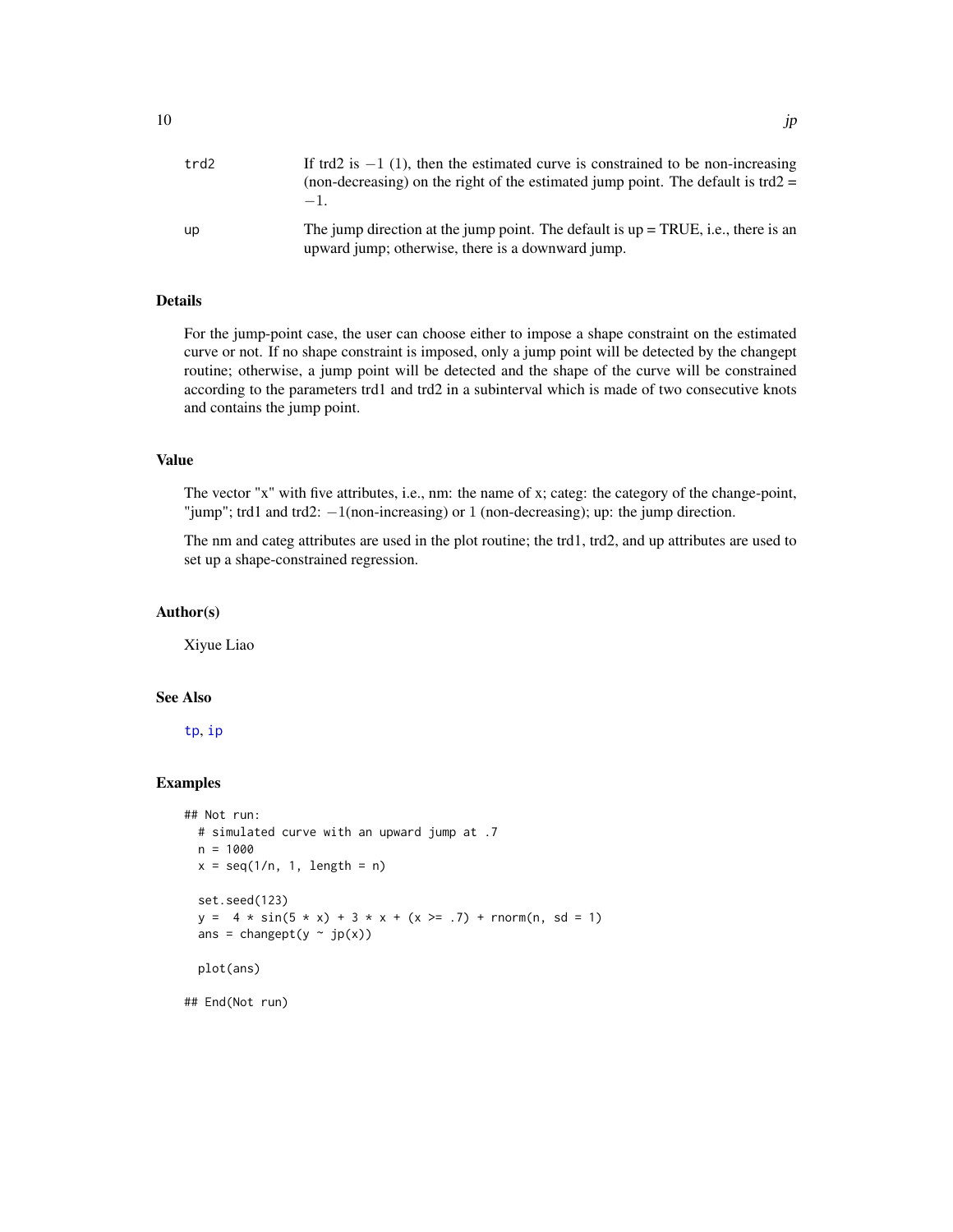| | |
|---|---|
| trd2 | If trd2 is $-1$ (1), then the estimated curve is constrained to be non-increasing (non-decreasing) on the right of the estimated jump point. The default is trd2 = $-1$. |
| up | The jump direction at the jump point. The default is up = TRUE, i.e., there is an upward jump; otherwise, there is a downward jump. |

## Details

For the jump-point case, the user can choose either to impose a shape constraint on the estimated curve or not. If no shape constraint is imposed, only a jump point will be detected by the changept routine; otherwise, a jump point will be detected and the shape of the curve will be constrained according to the parameters trd1 and trd2 in a subinterval which is made of two consecutive knots and contains the jump point.

## Value

The vector "x" with five attributes, i.e., nm: the name of x; categ: the category of the change-point, "jump"; trd1 and trd2: $-1$(non-increasing) or 1 (non-decreasing); up: the jump direction.

The nm and categ attributes are used in the plot routine; the trd1, trd2, and up attributes are used to set up a shape-constrained regression.

## Author(s)

Xiyue Liao

## See Also

tp, ip

## Examples

```
## Not run:
  # simulated curve with an upward jump at .7
  n = 1000
  x = seq(1/n, 1, length = n)

  set.seed(123)
  y =  4 * sin(5 * x) + 3 * x + (x >= .7) + rnorm(n, sd = 1)
  ans = changept(y ~ jp(x))

  plot(ans)

## End(Not run)
```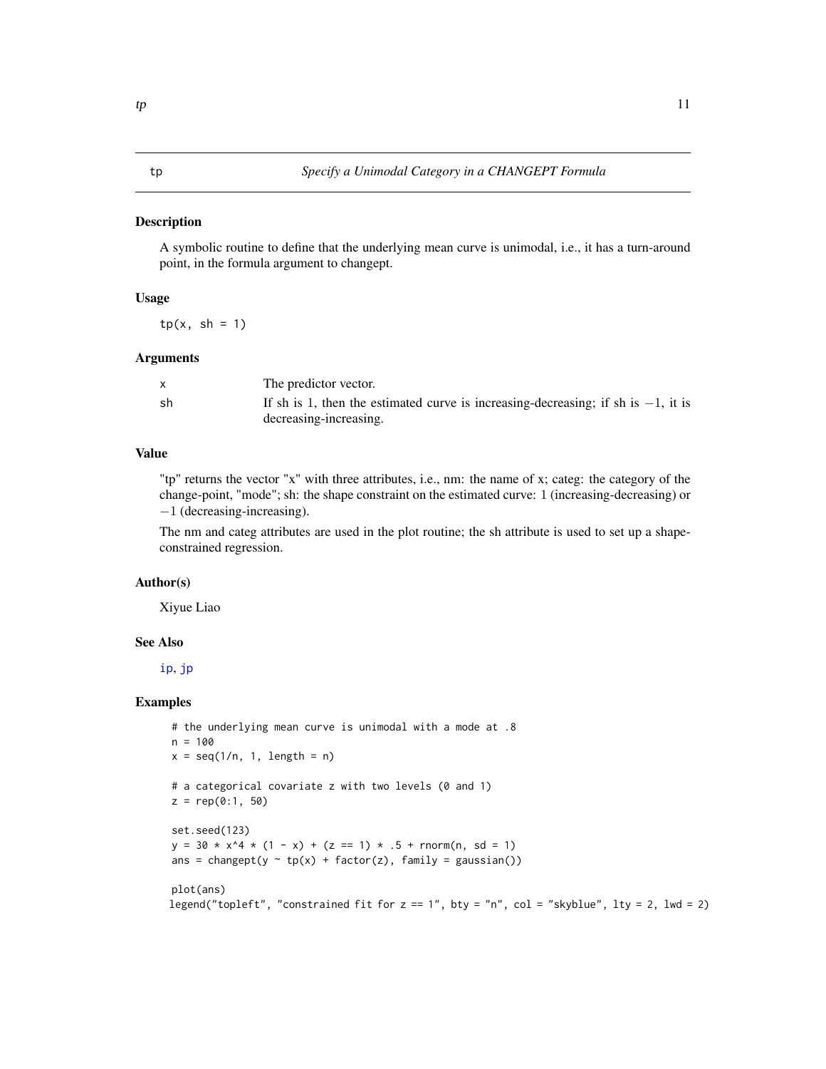## tp — *Specify a Unimodal Category in a CHANGEPT Formula*

### Description

A symbolic routine to define that the underlying mean curve is unimodal, i.e., it has a turn-around point, in the formula argument to changept.

### Usage

```
tp(x, sh = 1)
```

### Arguments

| | |
|---|---|
| x | The predictor vector. |
| sh | If sh is 1, then the estimated curve is increasing-decreasing; if sh is $-1$, it is decreasing-increasing. |

### Value

"tp" returns the vector "x" with three attributes, i.e., nm: the name of x; categ: the category of the change-point, "mode"; sh: the shape constraint on the estimated curve: 1 (increasing-decreasing) or $-1$ (decreasing-increasing).

The nm and categ attributes are used in the plot routine; the sh attribute is used to set up a shape-constrained regression.

### Author(s)

Xiyue Liao

### See Also

ip, jp

### Examples

```
# the underlying mean curve is unimodal with a mode at .8
n = 100
x = seq(1/n, 1, length = n)

# a categorical covariate z with two levels (0 and 1)
z = rep(0:1, 50)

set.seed(123)
y = 30 * x^4 * (1 - x) + (z == 1) * .5 + rnorm(n, sd = 1)
ans = changept(y ~ tp(x) + factor(z), family = gaussian())

plot(ans)
legend("topleft", "constrained fit for z == 1", bty = "n", col = "skyblue", lty = 2, lwd = 2)
```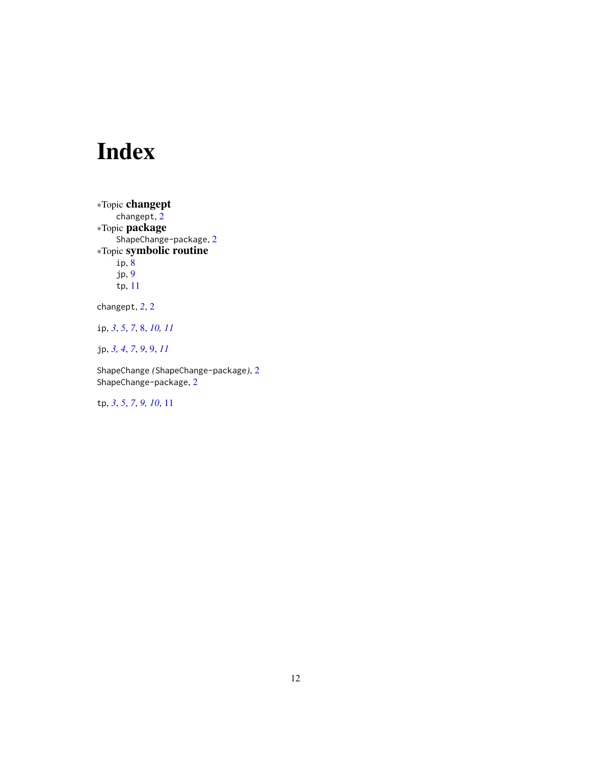# Index

*Topic **changept**
    changept, 2
*Topic **package**
    ShapeChange-package, 2
*Topic **symbolic routine**
    ip, 8
    jp, 9
    tp, 11

changept, *2*, 2

ip, *3*, *5*, *7*, 8, *10, 11*

jp, *3, 4*, *7*, *9*, 9, *11*

ShapeChange *(*ShapeChange-package*)*, 2
ShapeChange-package, 2

tp, *3*, *5*, *7*, *9, 10*, 11